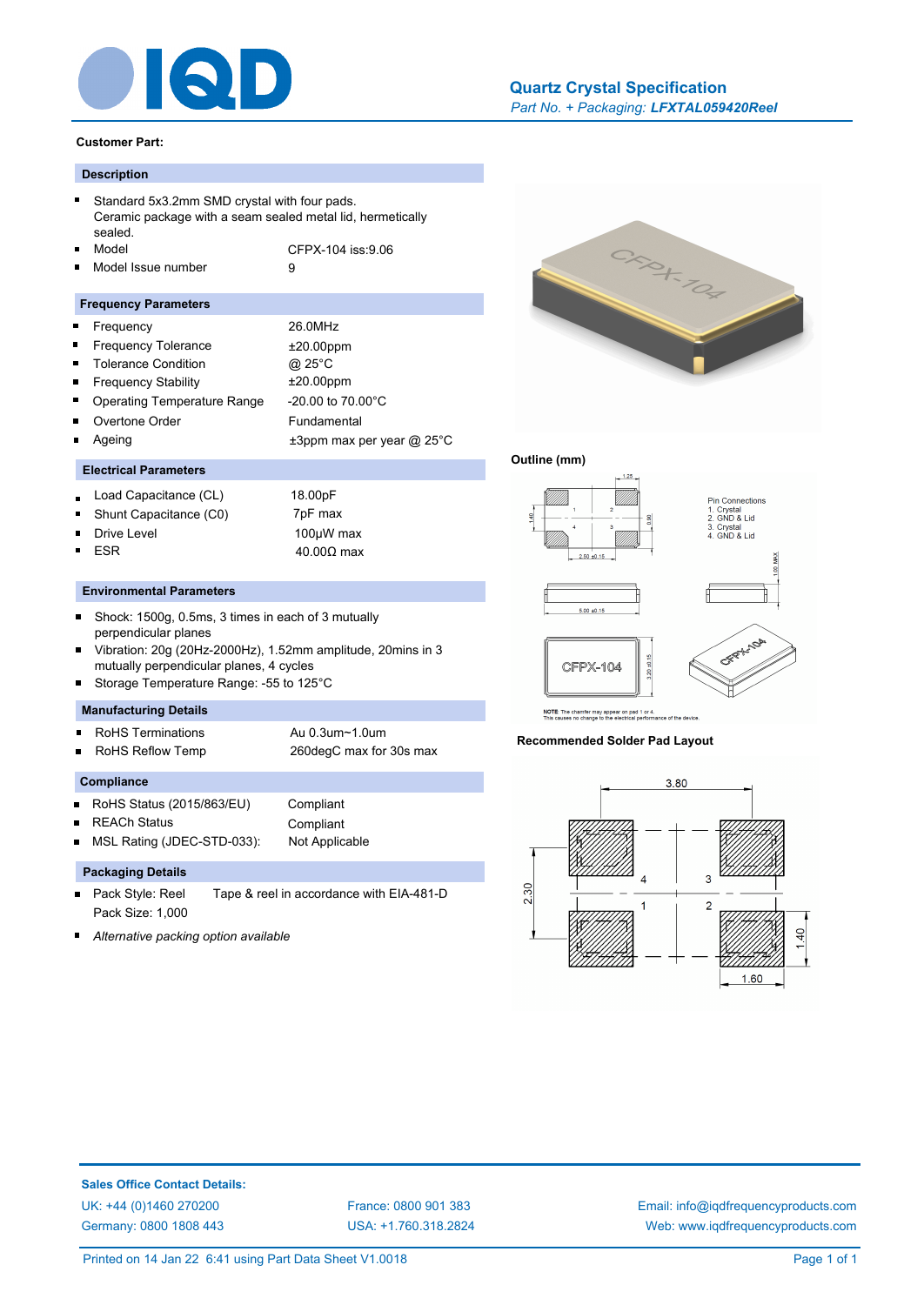# Quartz Crystal Specification

*Part No. + Packaging:* ***LFXTAL059420Reel***

**Customer Part:**

## Description

- Standard 5x3.2mm SMD crystal with four pads. Ceramic package with a seam sealed metal lid, hermetically sealed.
- Model: CFPX-104 iss:9.06
- Model Issue number: 9

## Frequency Parameters

| Parameter | Value |
|---|---|
| Frequency | 26.0MHz |
| Frequency Tolerance | ±20.00ppm |
| Tolerance Condition | @ 25°C |
| Frequency Stability | ±20.00ppm |
| Operating Temperature Range | -20.00 to 70.00°C |
| Overtone Order | Fundamental |
| Ageing | ±3ppm max per year @ 25°C |

## Electrical Parameters

| Parameter | Value |
|---|---|
| Load Capacitance (CL) | 18.00pF |
| Shunt Capacitance (C0) | 7pF max |
| Drive Level | 100µW max |
| ESR | 40.00Ω max |

## Environmental Parameters

- Shock: 1500g, 0.5ms, 3 times in each of 3 mutually perpendicular planes
- Vibration: 20g (20Hz-2000Hz), 1.52mm amplitude, 20mins in 3 mutually perpendicular planes, 4 cycles
- Storage Temperature Range: -55 to 125°C

## Manufacturing Details

| Parameter | Value |
|---|---|
| RoHS Terminations | Au 0.3um~1.0um |
| RoHS Reflow Temp | 260degC max for 30s max |

## Compliance

| Parameter | Value |
|---|---|
| RoHS Status (2015/863/EU) | Compliant |
| REACh Status | Compliant |
| MSL Rating (JDEC-STD-033): | Not Applicable |

## Packaging Details

- Pack Style: Reel — Tape & reel in accordance with EIA-481-D
  Pack Size: 1,000
- *Alternative packing option available*

**Outline (mm)**

Pin Connections
1. Crystal
2. GND & Lid
3. Crystal
4. GND & Lid

NOTE The chamfer may appear on pad 1 or 4. This causes no change to the electrical performance of the device.

**Recommended Solder Pad Layout**

**Sales Office Contact Details:**

UK: +44 (0)1460 270200
Germany: 0800 1808 443
France: 0800 901 383
USA: +1.760.318.2824
Email: info@iqdfrequencyproducts.com
Web: www.iqdfrequencyproducts.com

Printed on 14 Jan 22 6:41 using Part Data Sheet V1.0018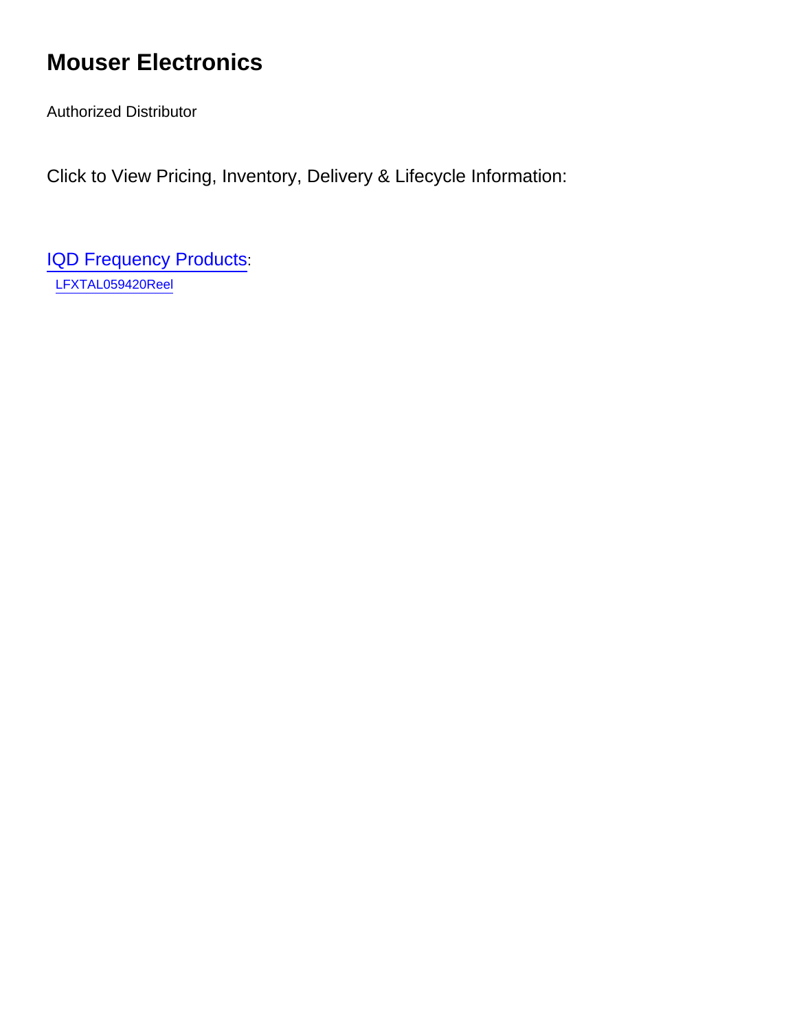# Mouser Electronics

Authorized Distributor

Click to View Pricing, Inventory, Delivery & Lifecycle Information:

IQD Frequency Products:

LFXTAL059420Reel